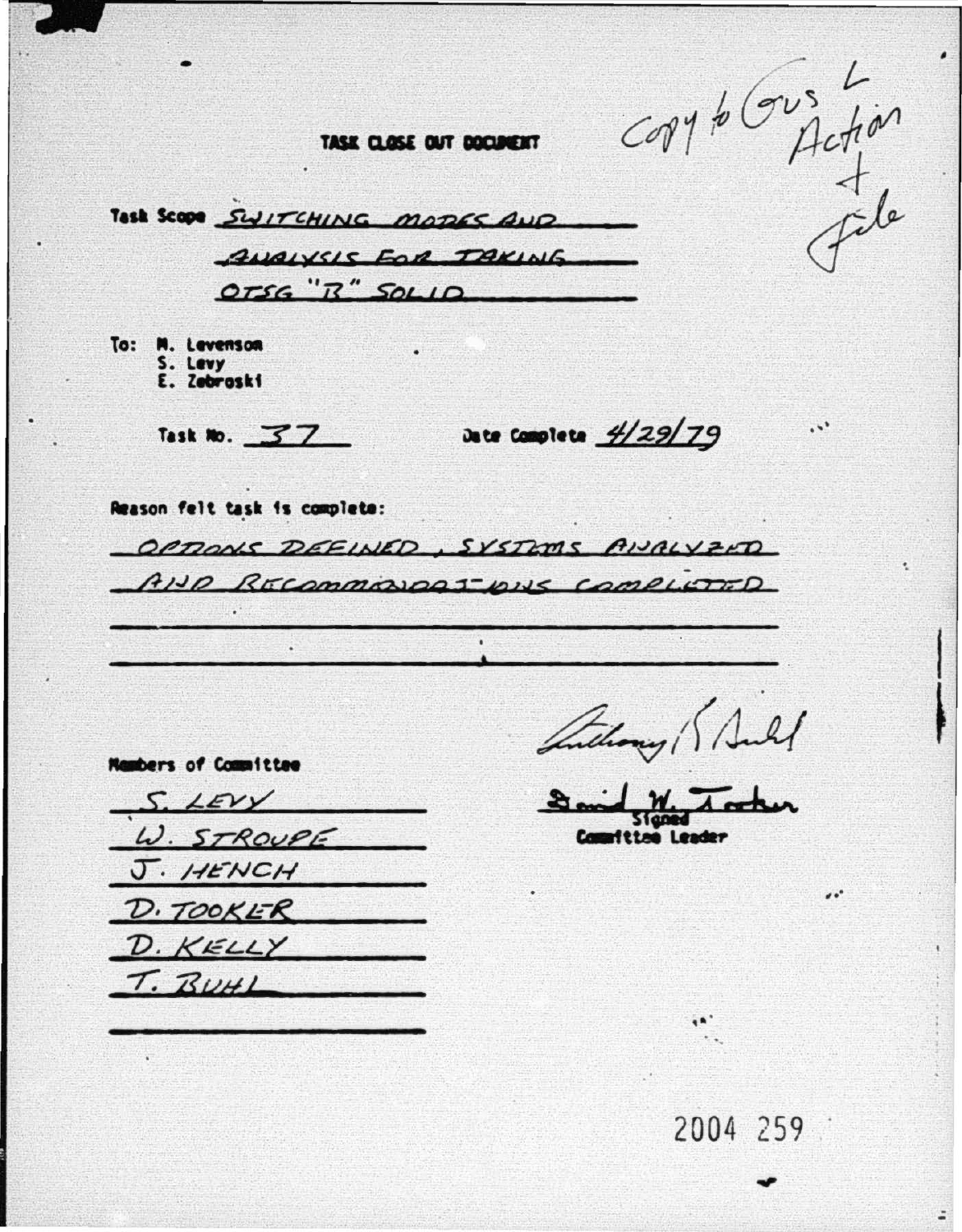Copy to Gus L
Action
+
File

# TASK CLOSE OUT DOCUMENT

Task Scope SWITCHING MODES AND ANALYSIS FOR TAKING OTSG "B" SOLID

To: M. Levenson
S. Levy
E. Zebroski

Task No. 37

Date Complete 4/29/79

Reason felt task is complete:

OPTIONS DEFINED, SYSTEMS ANALYZED AND RECOMMENDATIONS COMPLETED

Members of Committee

S. LEVY
W. STROUPE
J. HENCH
D. TOOKER
D. KELLY
T. BUHL

Anthony K Buhl

David W. Tooker
Signed
Committee Leader

2004 259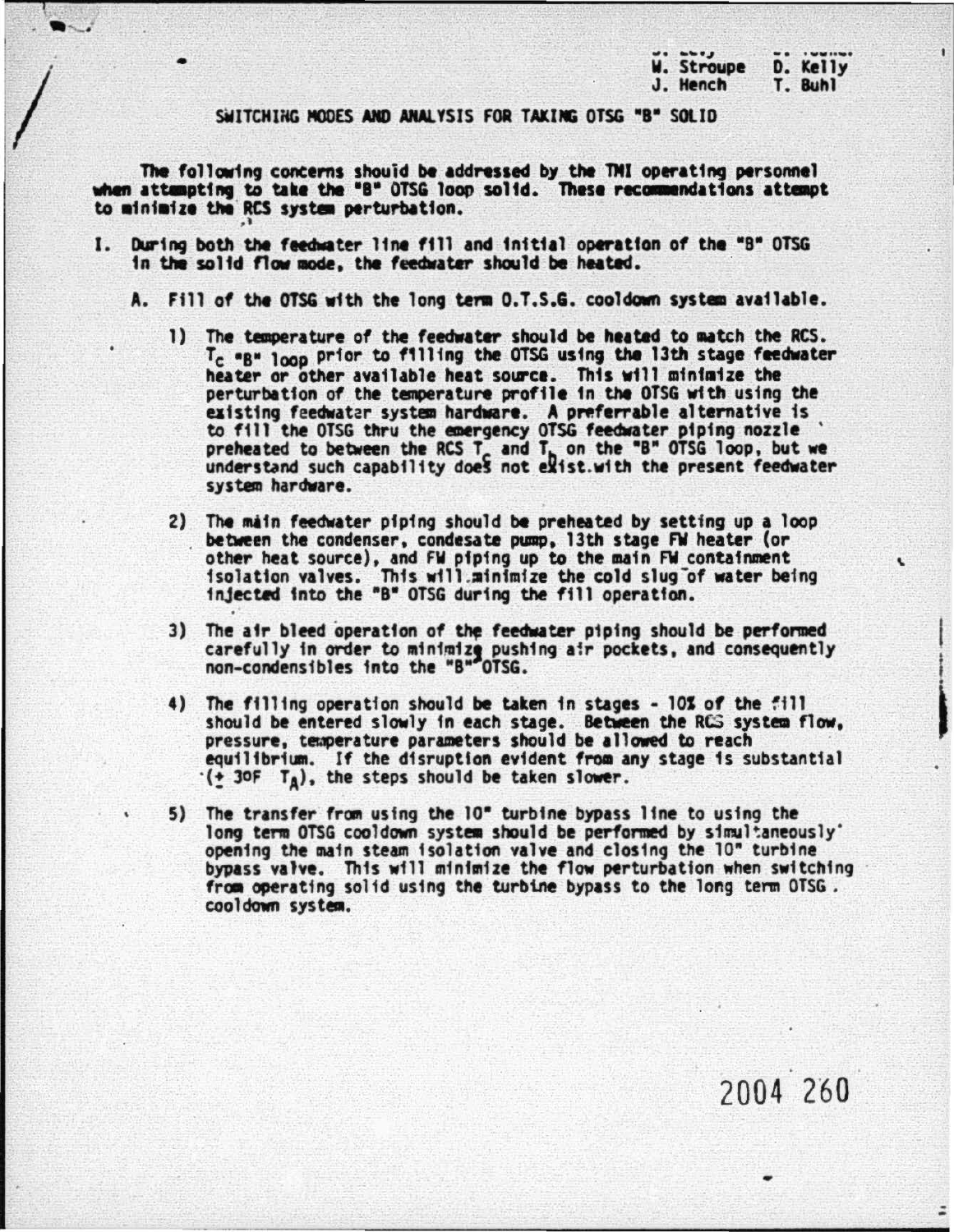W. Stroupe D. Kelly
J. Hench T. Buhl

SWITCHING MODES AND ANALYSIS FOR TAKING OTSG "B" SOLID

The following concerns should be addressed by the TMI operating personnel when attempting to take the "B" OTSG loop solid. These recommendations attempt to minimize the RCS system perturbation.

I. During both the feedwater line fill and initial operation of the "B" OTSG in the solid flow mode, the feedwater should be heated.

   A. Fill of the OTSG with the long term O.T.S.G. cooldown system available.

      1) The temperature of the feedwater should be heated to match the RCS. $T_c$ "B" loop prior to filling the OTSG using the 13th stage feedwater heater or other available heat source. This will minimize the perturbation of the temperature profile in the OTSG with using the existing feedwater system hardware. A preferrable alternative is to fill the OTSG thru the emergency OTSG feedwater piping nozzle preheated to between the RCS $T_c$ and $T_h$ on the "B" OTSG loop, but we understand such capability does not exist with the present feedwater system hardware.

      2) The main feedwater piping should be preheated by setting up a loop between the condenser, condesate pump, 13th stage FW heater (or other heat source), and FW piping up to the main FW containment isolation valves. This will minimize the cold slug of water being injected into the "B" OTSG during the fill operation.

      3) The air bleed operation of the feedwater piping should be performed carefully in order to minimize pushing air pockets, and consequently non-condensibles into the "B" OTSG.

      4) The filling operation should be taken in stages - 10% of the fill should be entered slowly in each stage. Between the RCS system flow, pressure, temperature parameters should be allowed to reach equilibrium. If the disruption evident from any stage is substantial ($\pm$ 3oF $T_A$), the steps should be taken slower.

      5) The transfer from using the 10" turbine bypass line to using the long term OTSG cooldown system should be performed by simultaneously opening the main steam isolation valve and closing the 10" turbine bypass valve. This will minimize the flow perturbation when switching from operating solid using the turbine bypass to the long term OTSG cooldown system.

2004 260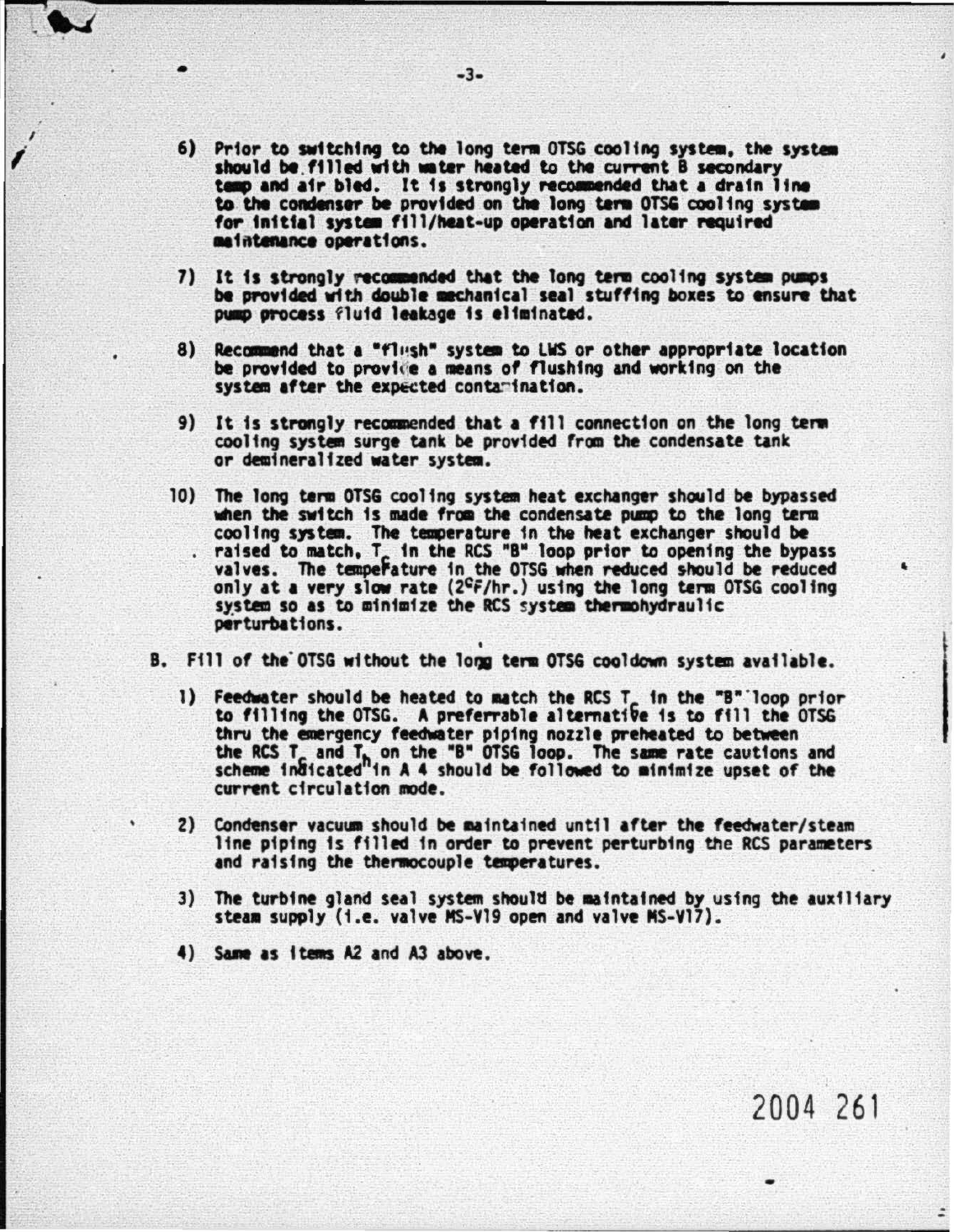6) Prior to switching to the long term OTSG cooling system, the system should be filled with water heated to the current B secondary temp and air bled. It is strongly recommended that a drain line to the condenser be provided on the long term OTSG cooling system for initial system fill/heat-up operation and later required maintenance operations.

7) It is strongly recommended that the long term cooling system pumps be provided with double mechanical seal stuffing boxes to ensure that pump process fluid leakage is eliminated.

8) Recommend that a "flush" system to LWS or other appropriate location be provided to provide a means of flushing and working on the system after the expected contamination.

9) It is strongly recommended that a fill connection on the long term cooling system surge tank be provided from the condensate tank or demineralized water system.

10) The long term OTSG cooling system heat exchanger should be bypassed when the switch is made from the condensate pump to the long term cooling system. The temperature in the heat exchanger should be raised to match, $T_c$ in the RCS "B" loop prior to opening the bypass valves. The temperature in the OTSG when reduced should be reduced only at a very slow rate (2°F/hr.) using the long term OTSG cooling system so as to minimize the RCS system thermohydraulic perturbations.

B. Fill of the OTSG without the long term OTSG cooldown system available.

1) Feedwater should be heated to match the RCS $T_c$ in the "B" loop prior to filling the OTSG. A preferrable alternative is to fill the OTSG thru the emergency feedwater piping nozzle preheated to between the RCS $T_c$ and $T_h$ on the "B" OTSG loop. The same rate cautions and scheme indicated in A 4 should be followed to minimize upset of the current circulation mode.

2) Condenser vacuum should be maintained until after the feedwater/steam line piping is filled in order to prevent perturbing the RCS parameters and raising the thermocouple temperatures.

3) The turbine gland seal system should be maintained by using the auxiliary steam supply (i.e. valve MS-V19 open and valve MS-V17).

4) Same as items A2 and A3 above.

2004 261